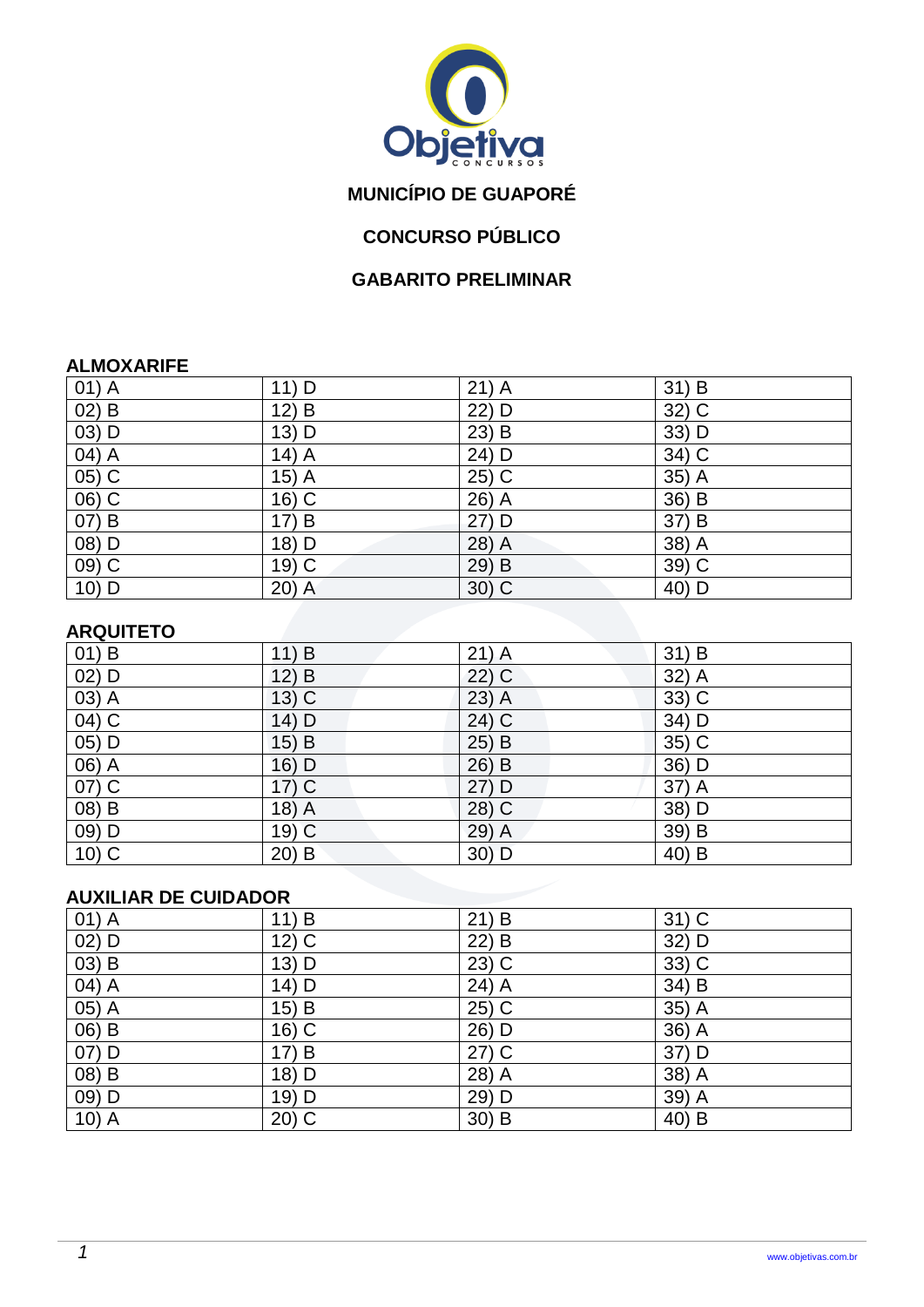**MUNICÍPIO DE GUAPORÉ**

**CONCURSO PÚBLICO**

**GABARITO PRELIMINAR**

**ALMOXARIFE**

| | | | |
|---|---|---|---|
| 01) A | 11) D | 21) A | 31) B |
| 02) B | 12) B | 22) D | 32) C |
| 03) D | 13) D | 23) B | 33) D |
| 04) A | 14) A | 24) D | 34) C |
| 05) C | 15) A | 25) C | 35) A |
| 06) C | 16) C | 26) A | 36) B |
| 07) B | 17) B | 27) D | 37) B |
| 08) D | 18) D | 28) A | 38) A |
| 09) C | 19) C | 29) B | 39) C |
| 10) D | 20) A | 30) C | 40) D |

**ARQUITETO**

| | | | |
|---|---|---|---|
| 01) B | 11) B | 21) A | 31) B |
| 02) D | 12) B | 22) C | 32) A |
| 03) A | 13) C | 23) A | 33) C |
| 04) C | 14) D | 24) C | 34) D |
| 05) D | 15) B | 25) B | 35) C |
| 06) A | 16) D | 26) B | 36) D |
| 07) C | 17) C | 27) D | 37) A |
| 08) B | 18) A | 28) C | 38) D |
| 09) D | 19) C | 29) A | 39) B |
| 10) C | 20) B | 30) D | 40) B |

**AUXILIAR DE CUIDADOR**

| | | | |
|---|---|---|---|
| 01) A | 11) B | 21) B | 31) C |
| 02) D | 12) C | 22) B | 32) D |
| 03) B | 13) D | 23) C | 33) C |
| 04) A | 14) D | 24) A | 34) B |
| 05) A | 15) B | 25) C | 35) A |
| 06) B | 16) C | 26) D | 36) A |
| 07) D | 17) B | 27) C | 37) D |
| 08) B | 18) D | 28) A | 38) A |
| 09) D | 19) D | 29) D | 39) A |
| 10) A | 20) C | 30) B | 40) B |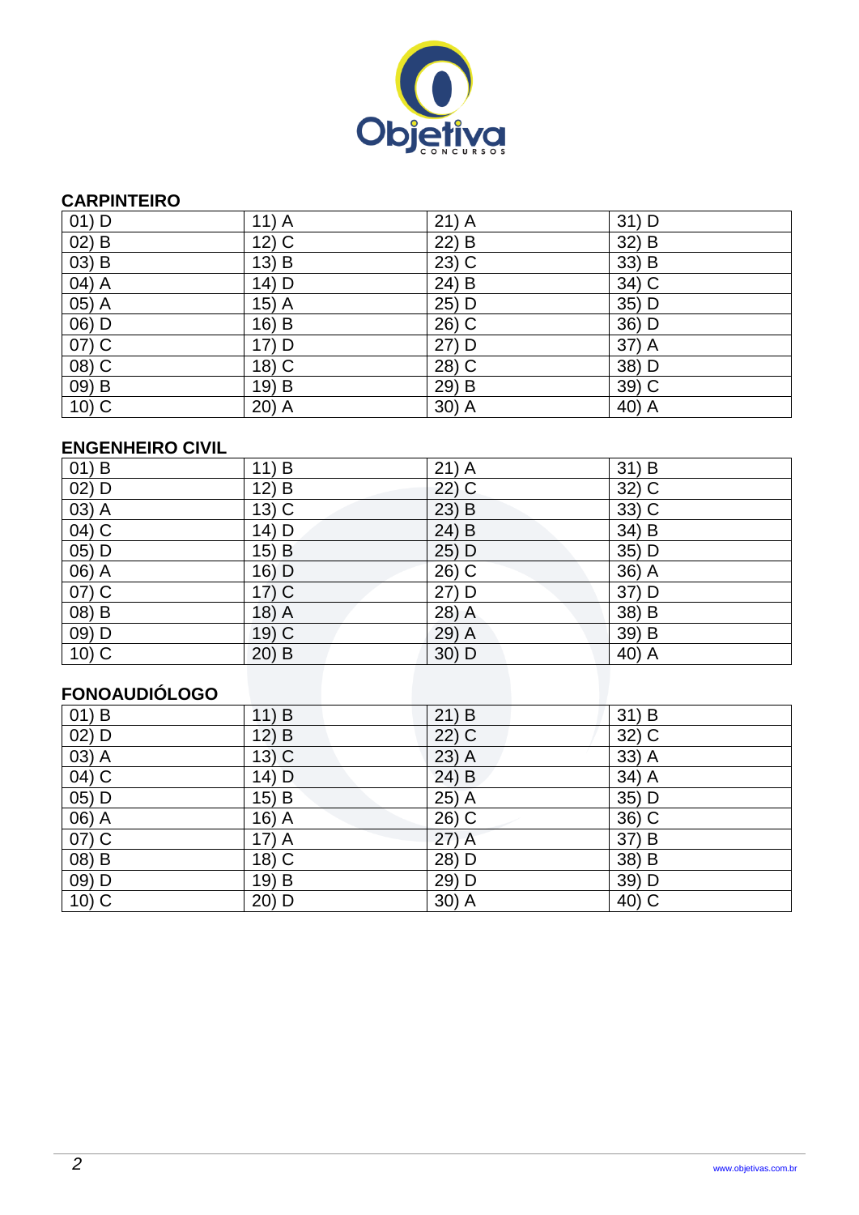## CARPINTEIRO

| 01) D | 11) A | 21) A | 31) D |
|---|---|---|---|
| 02) B | 12) C | 22) B | 32) B |
| 03) B | 13) B | 23) C | 33) B |
| 04) A | 14) D | 24) B | 34) C |
| 05) A | 15) A | 25) D | 35) D |
| 06) D | 16) B | 26) C | 36) D |
| 07) C | 17) D | 27) D | 37) A |
| 08) C | 18) C | 28) C | 38) D |
| 09) B | 19) B | 29) B | 39) C |
| 10) C | 20) A | 30) A | 40) A |

## ENGENHEIRO CIVIL

| 01) B | 11) B | 21) A | 31) B |
|---|---|---|---|
| 02) D | 12) B | 22) C | 32) C |
| 03) A | 13) C | 23) B | 33) C |
| 04) C | 14) D | 24) B | 34) B |
| 05) D | 15) B | 25) D | 35) D |
| 06) A | 16) D | 26) C | 36) A |
| 07) C | 17) C | 27) D | 37) D |
| 08) B | 18) A | 28) A | 38) B |
| 09) D | 19) C | 29) A | 39) B |
| 10) C | 20) B | 30) D | 40) A |

## FONOAUDIÓLOGO

| 01) B | 11) B | 21) B | 31) B |
|---|---|---|---|
| 02) D | 12) B | 22) C | 32) C |
| 03) A | 13) C | 23) A | 33) A |
| 04) C | 14) D | 24) B | 34) A |
| 05) D | 15) B | 25) A | 35) D |
| 06) A | 16) A | 26) C | 36) C |
| 07) C | 17) A | 27) A | 37) B |
| 08) B | 18) C | 28) D | 38) B |
| 09) D | 19) B | 29) D | 39) D |
| 10) C | 20) D | 30) A | 40) C |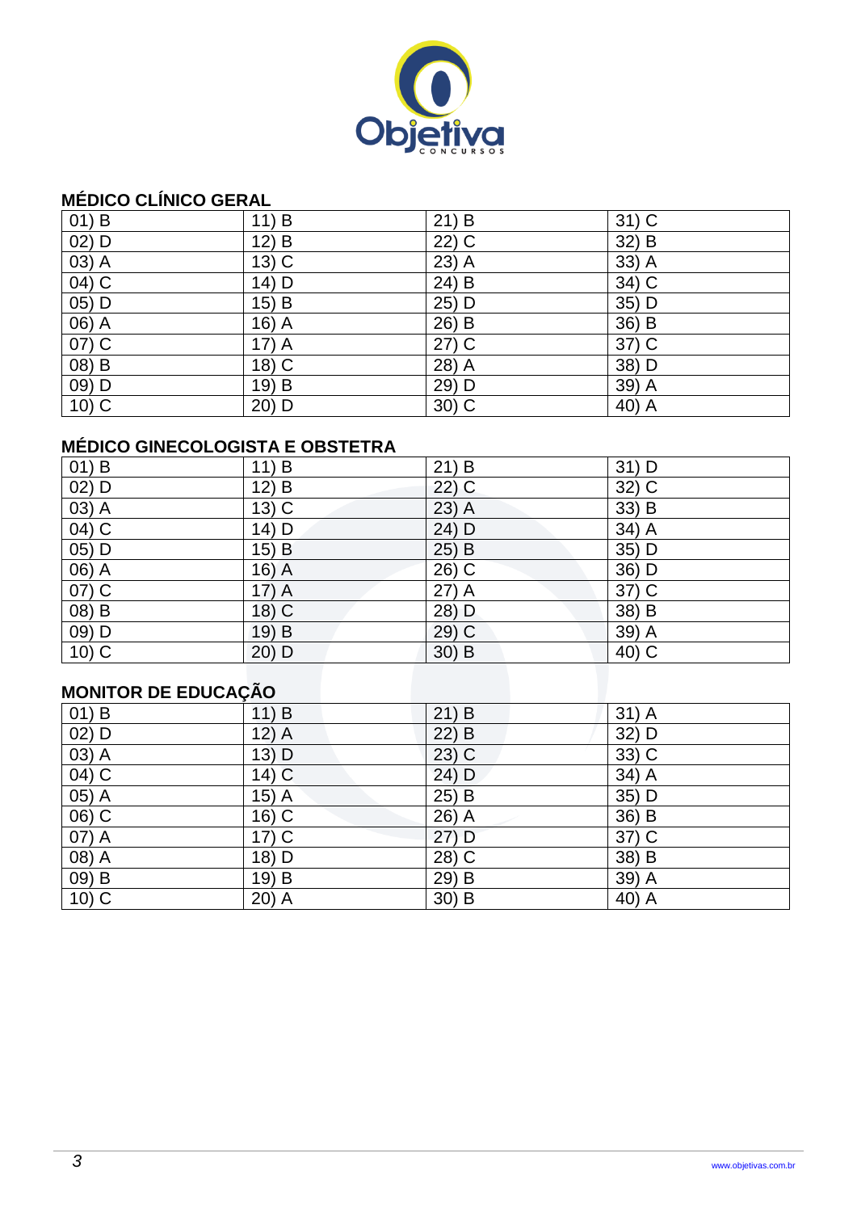## MÉDICO CLÍNICO GERAL

| | | | |
|---|---|---|---|
| 01) B | 11) B | 21) B | 31) C |
| 02) D | 12) B | 22) C | 32) B |
| 03) A | 13) C | 23) A | 33) A |
| 04) C | 14) D | 24) B | 34) C |
| 05) D | 15) B | 25) D | 35) D |
| 06) A | 16) A | 26) B | 36) B |
| 07) C | 17) A | 27) C | 37) C |
| 08) B | 18) C | 28) A | 38) D |
| 09) D | 19) B | 29) D | 39) A |
| 10) C | 20) D | 30) C | 40) A |

## MÉDICO GINECOLOGISTA E OBSTETRA

| | | | |
|---|---|---|---|
| 01) B | 11) B | 21) B | 31) D |
| 02) D | 12) B | 22) C | 32) C |
| 03) A | 13) C | 23) A | 33) B |
| 04) C | 14) D | 24) D | 34) A |
| 05) D | 15) B | 25) B | 35) D |
| 06) A | 16) A | 26) C | 36) D |
| 07) C | 17) A | 27) A | 37) C |
| 08) B | 18) C | 28) D | 38) B |
| 09) D | 19) B | 29) C | 39) A |
| 10) C | 20) D | 30) B | 40) C |

## MONITOR DE EDUCAÇÃO

| | | | |
|---|---|---|---|
| 01) B | 11) B | 21) B | 31) A |
| 02) D | 12) A | 22) B | 32) D |
| 03) A | 13) D | 23) C | 33) C |
| 04) C | 14) C | 24) D | 34) A |
| 05) A | 15) A | 25) B | 35) D |
| 06) C | 16) C | 26) A | 36) B |
| 07) A | 17) C | 27) D | 37) C |
| 08) A | 18) D | 28) C | 38) B |
| 09) B | 19) B | 29) B | 39) A |
| 10) C | 20) A | 30) B | 40) A |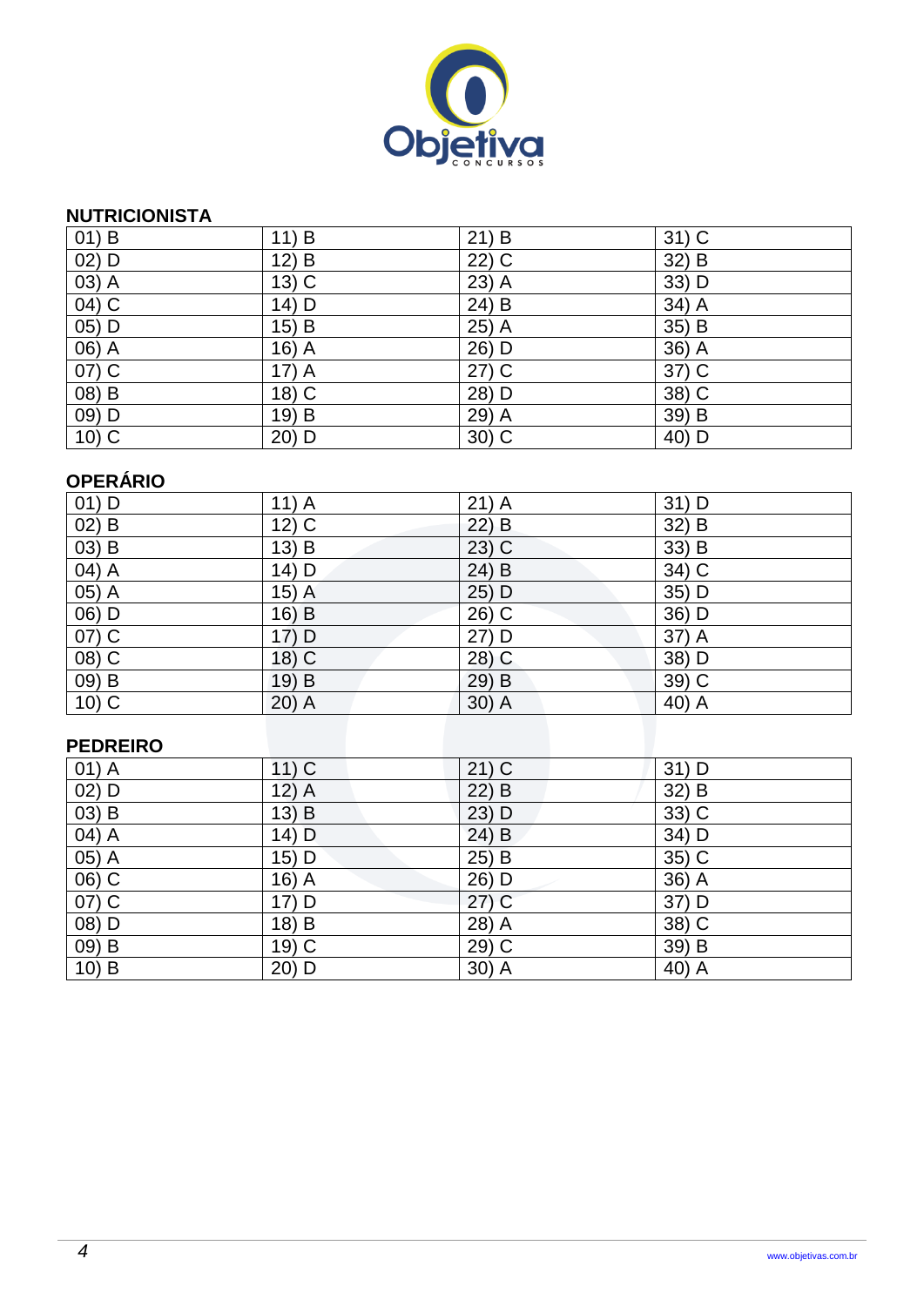## NUTRICIONISTA

| | | | |
|---|---|---|---|
| 01) B | 11) B | 21) B | 31) C |
| 02) D | 12) B | 22) C | 32) B |
| 03) A | 13) C | 23) A | 33) D |
| 04) C | 14) D | 24) B | 34) A |
| 05) D | 15) B | 25) A | 35) B |
| 06) A | 16) A | 26) D | 36) A |
| 07) C | 17) A | 27) C | 37) C |
| 08) B | 18) C | 28) D | 38) C |
| 09) D | 19) B | 29) A | 39) B |
| 10) C | 20) D | 30) C | 40) D |

## OPERÁRIO

| | | | |
|---|---|---|---|
| 01) D | 11) A | 21) A | 31) D |
| 02) B | 12) C | 22) B | 32) B |
| 03) B | 13) B | 23) C | 33) B |
| 04) A | 14) D | 24) B | 34) C |
| 05) A | 15) A | 25) D | 35) D |
| 06) D | 16) B | 26) C | 36) D |
| 07) C | 17) D | 27) D | 37) A |
| 08) C | 18) C | 28) C | 38) D |
| 09) B | 19) B | 29) B | 39) C |
| 10) C | 20) A | 30) A | 40) A |

## PEDREIRO

| | | | |
|---|---|---|---|
| 01) A | 11) C | 21) C | 31) D |
| 02) D | 12) A | 22) B | 32) B |
| 03) B | 13) B | 23) D | 33) C |
| 04) A | 14) D | 24) B | 34) D |
| 05) A | 15) D | 25) B | 35) C |
| 06) C | 16) A | 26) D | 36) A |
| 07) C | 17) D | 27) C | 37) D |
| 08) D | 18) B | 28) A | 38) C |
| 09) B | 19) C | 29) C | 39) B |
| 10) B | 20) D | 30) A | 40) A |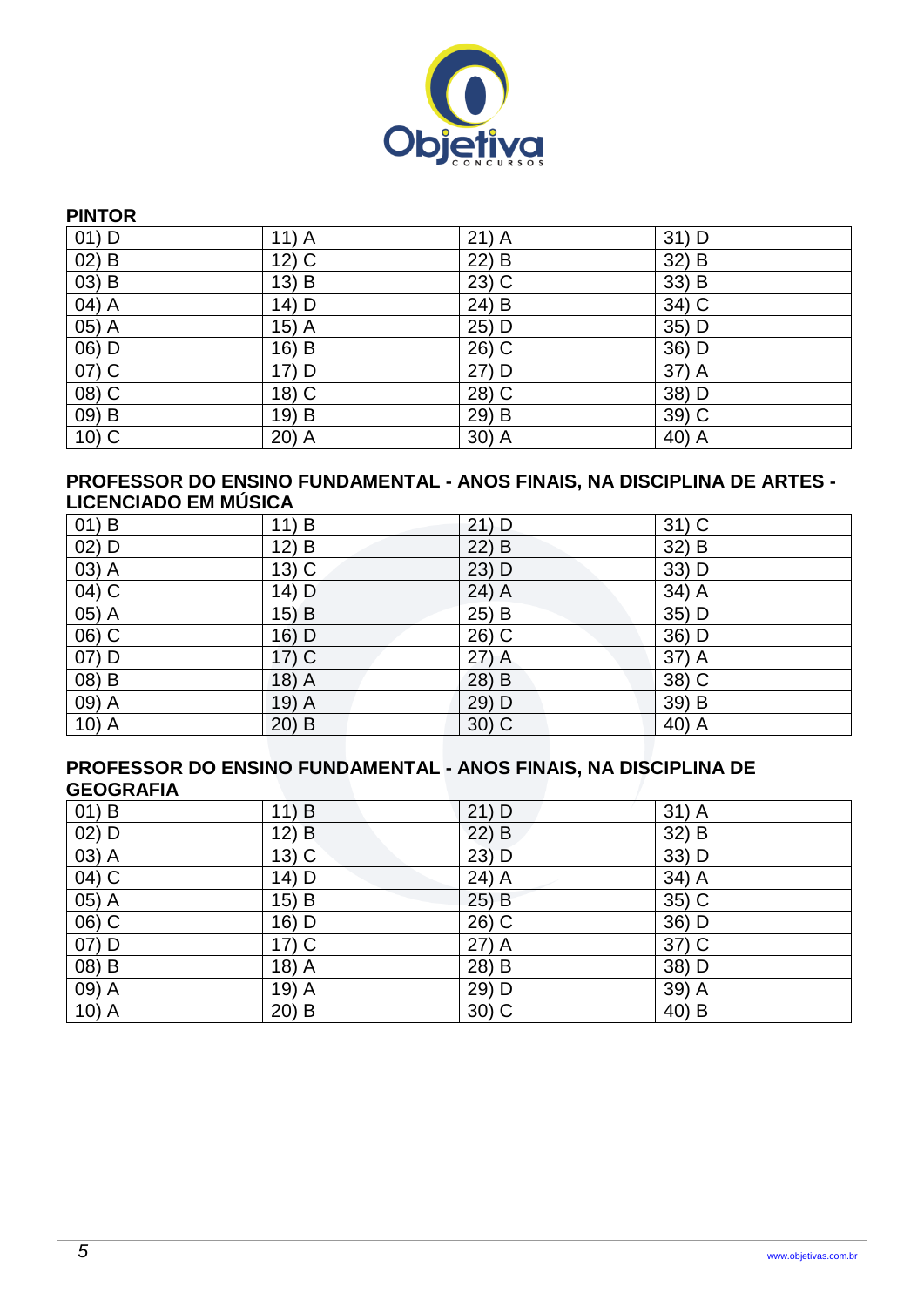**PINTOR**

| 01) D | 11) A | 21) A | 31) D |
|---|---|---|---|
| 02) B | 12) C | 22) B | 32) B |
| 03) B | 13) B | 23) C | 33) B |
| 04) A | 14) D | 24) B | 34) C |
| 05) A | 15) A | 25) D | 35) D |
| 06) D | 16) B | 26) C | 36) D |
| 07) C | 17) D | 27) D | 37) A |
| 08) C | 18) C | 28) C | 38) D |
| 09) B | 19) B | 29) B | 39) C |
| 10) C | 20) A | 30) A | 40) A |

**PROFESSOR DO ENSINO FUNDAMENTAL - ANOS FINAIS, NA DISCIPLINA DE ARTES - LICENCIADO EM MÚSICA**

| 01) B | 11) B | 21) D | 31) C |
|---|---|---|---|
| 02) D | 12) B | 22) B | 32) B |
| 03) A | 13) C | 23) D | 33) D |
| 04) C | 14) D | 24) A | 34) A |
| 05) A | 15) B | 25) B | 35) D |
| 06) C | 16) D | 26) C | 36) D |
| 07) D | 17) C | 27) A | 37) A |
| 08) B | 18) A | 28) B | 38) C |
| 09) A | 19) A | 29) D | 39) B |
| 10) A | 20) B | 30) C | 40) A |

**PROFESSOR DO ENSINO FUNDAMENTAL - ANOS FINAIS, NA DISCIPLINA DE GEOGRAFIA**

| 01) B | 11) B | 21) D | 31) A |
|---|---|---|---|
| 02) D | 12) B | 22) B | 32) B |
| 03) A | 13) C | 23) D | 33) D |
| 04) C | 14) D | 24) A | 34) A |
| 05) A | 15) B | 25) B | 35) C |
| 06) C | 16) D | 26) C | 36) D |
| 07) D | 17) C | 27) A | 37) C |
| 08) B | 18) A | 28) B | 38) D |
| 09) A | 19) A | 29) D | 39) A |
| 10) A | 20) B | 30) C | 40) B |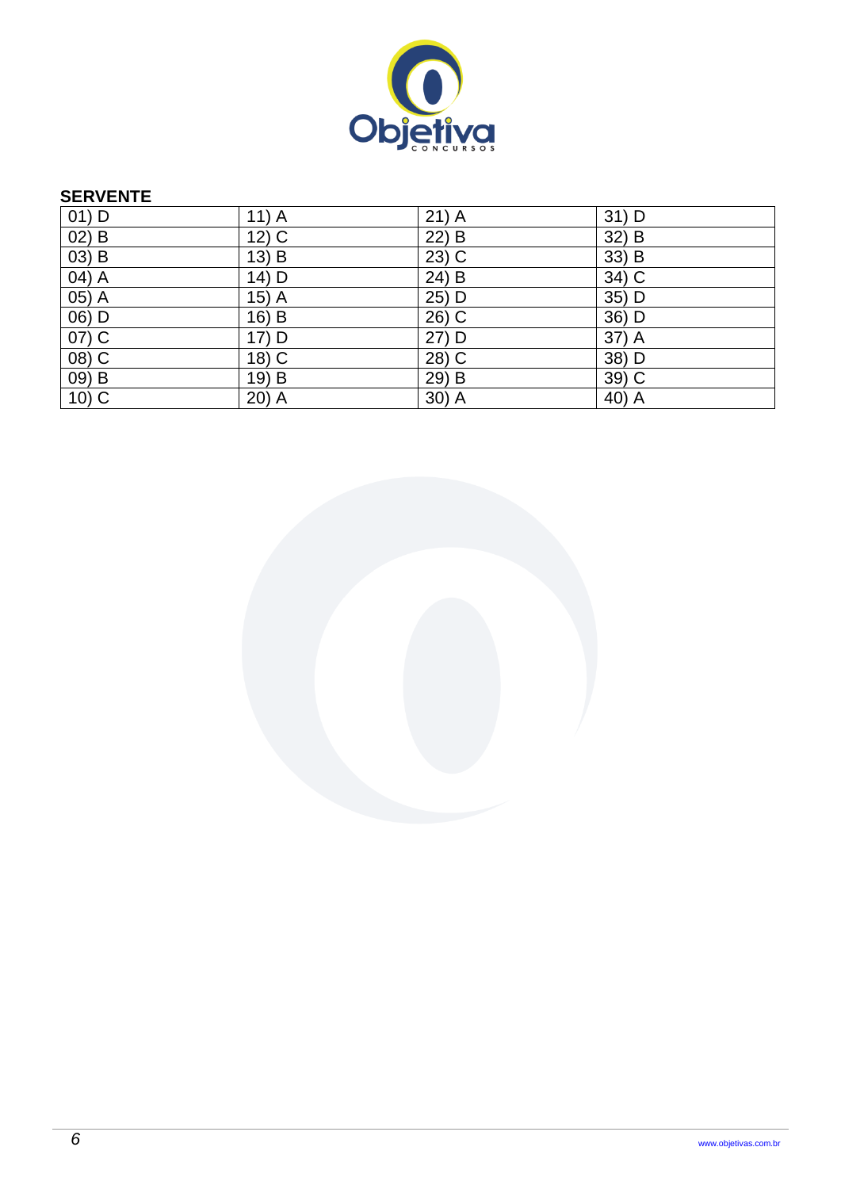**SERVENTE**

| | | | |
|---|---|---|---|
| 01) D | 11) A | 21) A | 31) D |
| 02) B | 12) C | 22) B | 32) B |
| 03) B | 13) B | 23) C | 33) B |
| 04) A | 14) D | 24) B | 34) C |
| 05) A | 15) A | 25) D | 35) D |
| 06) D | 16) B | 26) C | 36) D |
| 07) C | 17) D | 27) D | 37) A |
| 08) C | 18) C | 28) C | 38) D |
| 09) B | 19) B | 29) B | 39) C |
| 10) C | 20) A | 30) A | 40) A |